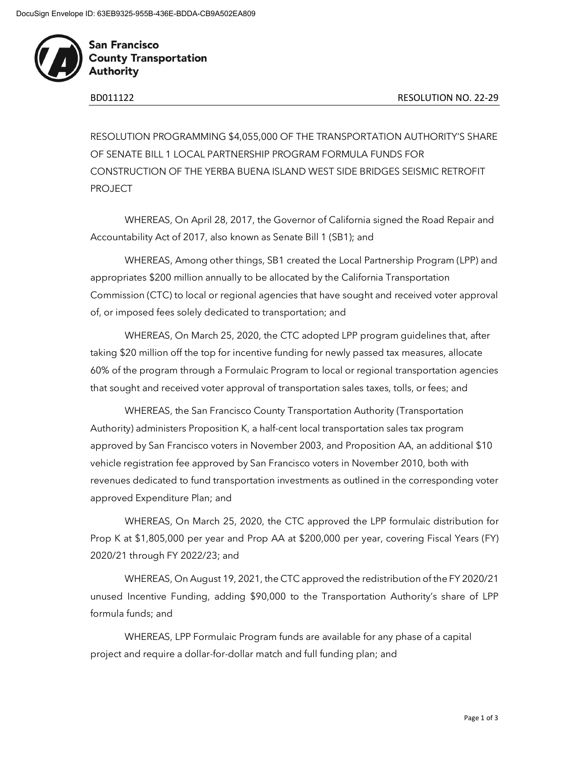San Francisco
County Transportation
Authority

BD011122 RESOLUTION NO. 22-29

RESOLUTION PROGRAMMING $4,055,000 OF THE TRANSPORTATION AUTHORITY'S SHARE OF SENATE BILL 1 LOCAL PARTNERSHIP PROGRAM FORMULA FUNDS FOR CONSTRUCTION OF THE YERBA BUENA ISLAND WEST SIDE BRIDGES SEISMIC RETROFIT PROJECT

WHEREAS, On April 28, 2017, the Governor of California signed the Road Repair and Accountability Act of 2017, also known as Senate Bill 1 (SB1); and

WHEREAS, Among other things, SB1 created the Local Partnership Program (LPP) and appropriates $200 million annually to be allocated by the California Transportation Commission (CTC) to local or regional agencies that have sought and received voter approval of, or imposed fees solely dedicated to transportation; and

WHEREAS, On March 25, 2020, the CTC adopted LPP program guidelines that, after taking $20 million off the top for incentive funding for newly passed tax measures, allocate 60% of the program through a Formulaic Program to local or regional transportation agencies that sought and received voter approval of transportation sales taxes, tolls, or fees; and

WHEREAS, the San Francisco County Transportation Authority (Transportation Authority) administers Proposition K, a half-cent local transportation sales tax program approved by San Francisco voters in November 2003, and Proposition AA, an additional $10 vehicle registration fee approved by San Francisco voters in November 2010, both with revenues dedicated to fund transportation investments as outlined in the corresponding voter approved Expenditure Plan; and

WHEREAS, On March 25, 2020, the CTC approved the LPP formulaic distribution for Prop K at $1,805,000 per year and Prop AA at $200,000 per year, covering Fiscal Years (FY) 2020/21 through FY 2022/23; and

WHEREAS, On August 19, 2021, the CTC approved the redistribution of the FY 2020/21 unused Incentive Funding, adding $90,000 to the Transportation Authority's share of LPP formula funds; and

WHEREAS, LPP Formulaic Program funds are available for any phase of a capital project and require a dollar-for-dollar match and full funding plan; and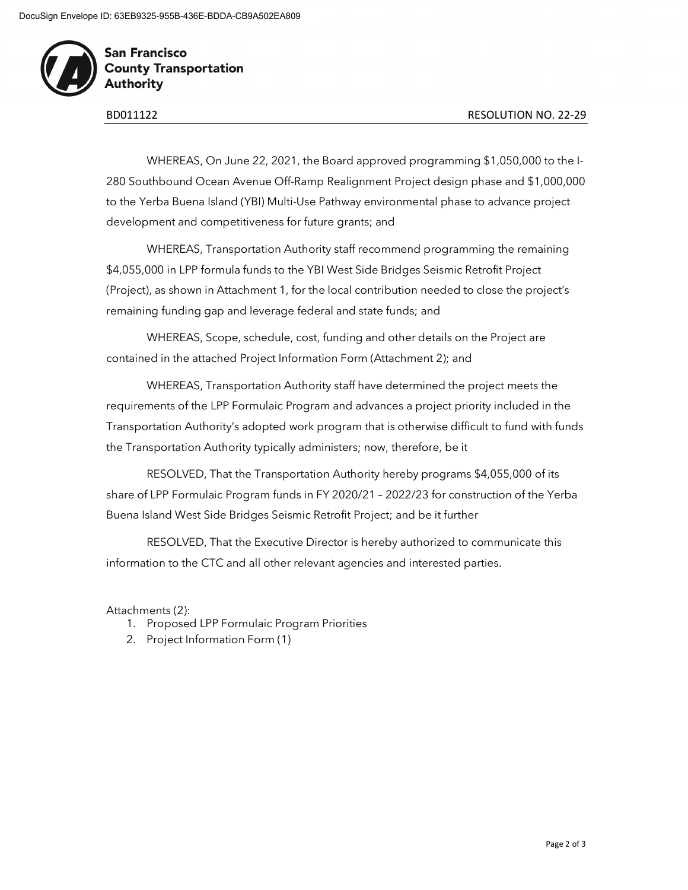BD011122 RESOLUTION NO. 22-29

WHEREAS, On June 22, 2021, the Board approved programming $1,050,000 to the I-280 Southbound Ocean Avenue Off-Ramp Realignment Project design phase and $1,000,000 to the Yerba Buena Island (YBI) Multi-Use Pathway environmental phase to advance project development and competitiveness for future grants; and

WHEREAS, Transportation Authority staff recommend programming the remaining $4,055,000 in LPP formula funds to the YBI West Side Bridges Seismic Retrofit Project (Project), as shown in Attachment 1, for the local contribution needed to close the project's remaining funding gap and leverage federal and state funds; and

WHEREAS, Scope, schedule, cost, funding and other details on the Project are contained in the attached Project Information Form (Attachment 2); and

WHEREAS, Transportation Authority staff have determined the project meets the requirements of the LPP Formulaic Program and advances a project priority included in the Transportation Authority's adopted work program that is otherwise difficult to fund with funds the Transportation Authority typically administers; now, therefore, be it

RESOLVED, That the Transportation Authority hereby programs $4,055,000 of its share of LPP Formulaic Program funds in FY 2020/21 – 2022/23 for construction of the Yerba Buena Island West Side Bridges Seismic Retrofit Project; and be it further

RESOLVED, That the Executive Director is hereby authorized to communicate this information to the CTC and all other relevant agencies and interested parties.

Attachments (2):

1. Proposed LPP Formulaic Program Priorities
2. Project Information Form (1)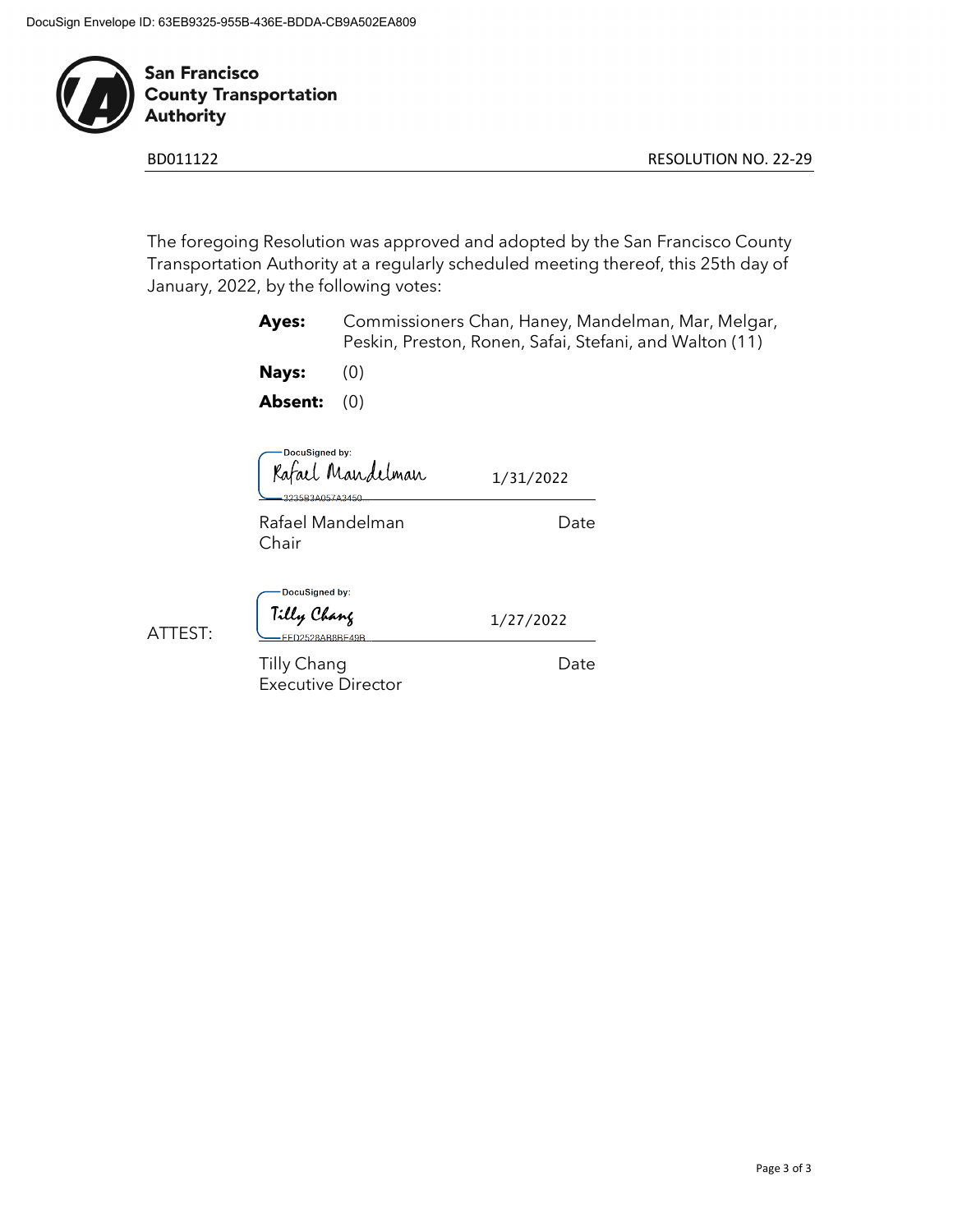DocuSign Envelope ID: 63EB9325-955B-436E-BDDA-CB9A502EA809

**San Francisco County Transportation Authority**

BD011122 RESOLUTION NO. 22-29

The foregoing Resolution was approved and adopted by the San Francisco County Transportation Authority at a regularly scheduled meeting thereof, this 25th day of January, 2022, by the following votes:

**Ayes:** Commissioners Chan, Haney, Mandelman, Mar, Melgar, Peskin, Preston, Ronen, Safai, Stefani, and Walton (11)

**Nays:** (0)

**Absent:** (0)

DocuSigned by:
Rafael Mandelman
3235B3A057A3450...

1/31/2022

Rafael Mandelman
Chair

Date

ATTEST:

DocuSigned by:
Tilly Chang
EED2528AB8BE49B...

1/27/2022

Tilly Chang
Executive Director

Date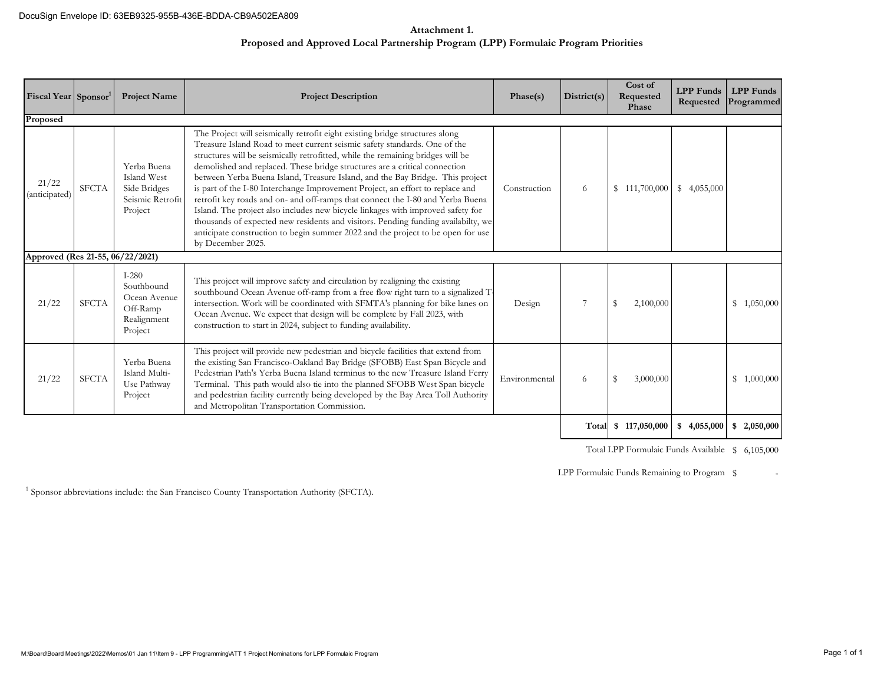DocuSign Envelope ID: 63EB9325-955B-436E-BDDA-CB9A502EA809

**Attachment 1.**

**Proposed and Approved Local Partnership Program (LPP) Formulaic Program Priorities**

| Fiscal Year | Sponsor[1] | Project Name | Project Description | Phase(s) | District(s) | Cost of Requested Phase | LPP Funds Requested | LPP Funds Programmed |
|---|---|---|---|---|---|---|---|---|
| **Proposed** | | | | | | | | |
| 21/22 (anticipated) | SFCTA | Yerba Buena Island West Side Bridges Seismic Retrofit Project | The Project will seismically retrofit eight existing bridge structures along Treasure Island Road to meet current seismic safety standards. One of the structures will be seismically retrofitted, while the remaining bridges will be demolished and replaced. These bridge structures are a critical connection between Yerba Buena Island, Treasure Island, and the Bay Bridge. This project is part of the I-80 Interchange Improvement Project, an effort to replace and retrofit key roads and on- and off-ramps that connect the I-80 and Yerba Buena Island. The project also includes new bicycle linkages with improved safety for thousands of expected new residents and visitors. Pending funding availabilty, we anticipate construction to begin summer 2022 and the project to be open for use by December 2025. | Construction | 6 | $ 111,700,000 | $ 4,055,000 | |
| **Approved (Res 21-55, 06/22/2021)** | | | | | | | | |
| 21/22 | SFCTA | I-280 Southbound Ocean Avenue Off-Ramp Realignment Project | This project will improve safety and circulation by realigning the existing southbound Ocean Avenue off-ramp from a free flow right turn to a signalized T-intersection. Work will be coordinated with SFMTA's planning for bike lanes on Ocean Avenue. We expect that design will be complete by Fall 2023, with construction to start in 2024, subject to funding availability. | Design | 7 | $ 2,100,000 | | $ 1,050,000 |
| 21/22 | SFCTA | Yerba Buena Island Multi-Use Pathway Project | This project will provide new pedestrian and bicycle facilities that extend from the existing San Francisco-Oakland Bay Bridge (SFOBB) East Span Bicycle and Pedestrian Path's Yerba Buena Island terminus to the new Treasure Island Ferry Terminal. This path would also tie into the planned SFOBB West Span bicycle and pedestrian facility currently being developed by the Bay Area Toll Authority and Metropolitan Transportation Commission. | Environmental | 6 | $ 3,000,000 | | $ 1,000,000 |
| | | | | | **Total** | **$ 117,050,000** | **$ 4,055,000** | **$ 2,050,000** |

Total LPP Formulaic Funds Available $ 6,105,000

LPP Formulaic Funds Remaining to Program $ -

[1] Sponsor abbreviations include: the San Francisco County Transportation Authority (SFCTA).

M:\Board\Board Meetings\2022\Memos\01 Jan 11\Item 9 - LPP Programming\ATT 1 Project Nominations for LPP Formulaic Program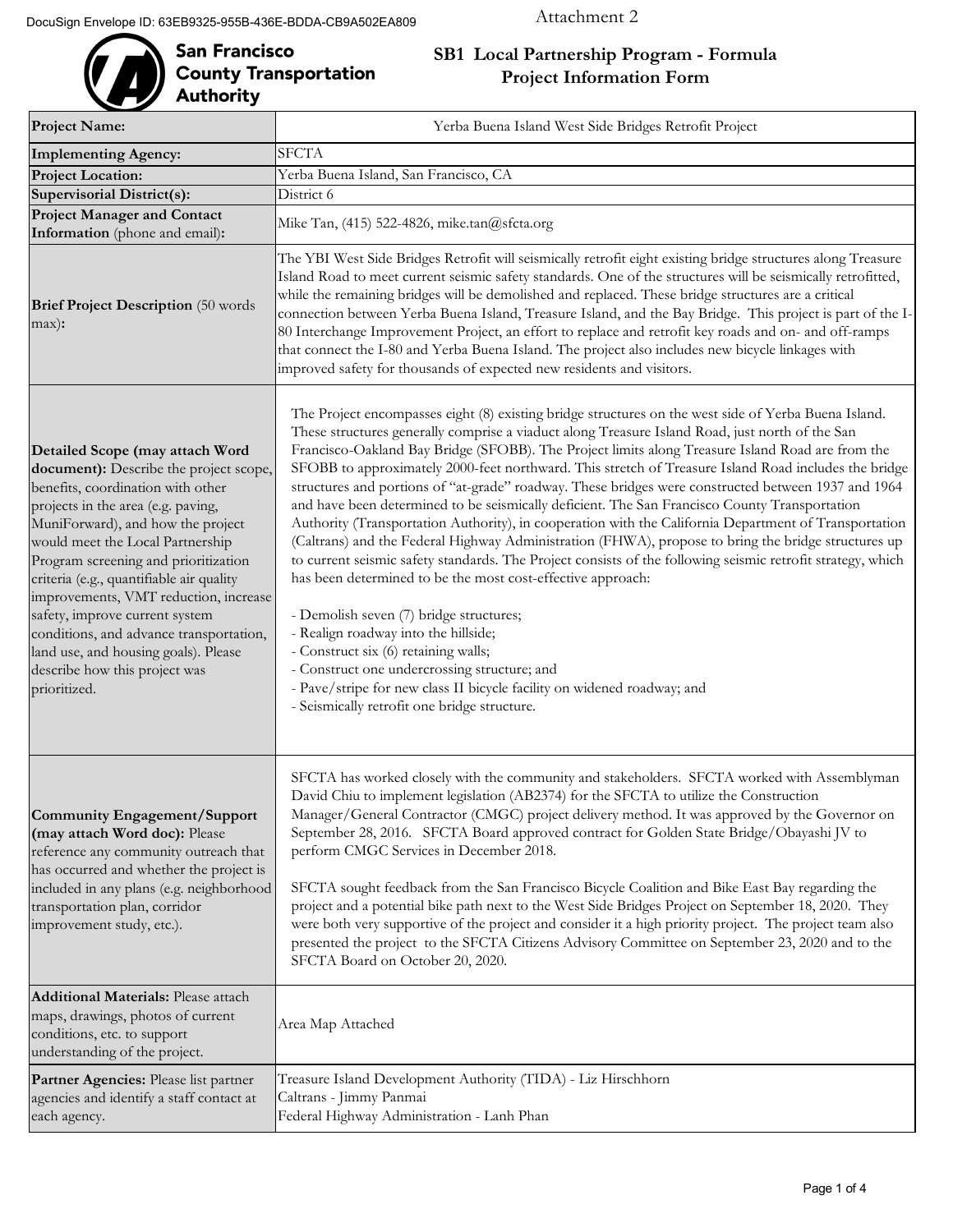Attachment 2

**San Francisco County Transportation Authority**

# SB1 Local Partnership Program - Formula Project Information Form

| | |
|---|---|
| **Project Name:** | Yerba Buena Island West Side Bridges Retrofit Project |
| **Implementing Agency:** | SFCTA |
| **Project Location:** | Yerba Buena Island, San Francisco, CA |
| **Supervisorial District(s):** | District 6 |
| **Project Manager and Contact Information** (phone and email)**:** | Mike Tan, (415) 522-4826, mike.tan@sfcta.org |
| **Brief Project Description** (50 words max)**:** | The YBI West Side Bridges Retrofit will seismically retrofit eight existing bridge structures along Treasure Island Road to meet current seismic safety standards. One of the structures will be seismically retrofitted, while the remaining bridges will be demolished and replaced. These bridge structures are a critical connection between Yerba Buena Island, Treasure Island, and the Bay Bridge. This project is part of the I-80 Interchange Improvement Project, an effort to replace and retrofit key roads and on- and off-ramps that connect the I-80 and Yerba Buena Island. The project also includes new bicycle linkages with improved safety for thousands of expected new residents and visitors. |
| **Detailed Scope (may attach Word document):** Describe the project scope, benefits, coordination with other projects in the area (e.g. paving, MuniForward), and how the project would meet the Local Partnership Program screening and prioritization criteria (e.g., quantifiable air quality improvements, VMT reduction, increase safety, improve current system conditions, and advance transportation, land use, and housing goals). Please describe how this project was prioritized. | The Project encompasses eight (8) existing bridge structures on the west side of Yerba Buena Island. These structures generally comprise a viaduct along Treasure Island Road, just north of the San Francisco-Oakland Bay Bridge (SFOBB). The Project limits along Treasure Island Road are from the SFOBB to approximately 2000-feet northward. This stretch of Treasure Island Road includes the bridge structures and portions of "at-grade" roadway. These bridges were constructed between 1937 and 1964 and have been determined to be seismically deficient. The San Francisco County Transportation Authority (Transportation Authority), in cooperation with the California Department of Transportation (Caltrans) and the Federal Highway Administration (FHWA), propose to bring the bridge structures up to current seismic safety standards. The Project consists of the following seismic retrofit strategy, which has been determined to be the most cost-effective approach:<br><br>- Demolish seven (7) bridge structures;<br>- Realign roadway into the hillside;<br>- Construct six (6) retaining walls;<br>- Construct one undercrossing structure; and<br>- Pave/stripe for new class II bicycle facility on widened roadway; and<br>- Seismically retrofit one bridge structure. |
| **Community Engagement/Support (may attach Word doc):** Please reference any community outreach that has occurred and whether the project is included in any plans (e.g. neighborhood transportation plan, corridor improvement study, etc.). | SFCTA has worked closely with the community and stakeholders. SFCTA worked with Assemblyman David Chiu to implement legislation (AB2374) for the SFCTA to utilize the Construction Manager/General Contractor (CMGC) project delivery method. It was approved by the Governor on September 28, 2016. SFCTA Board approved contract for Golden State Bridge/Obayashi JV to perform CMGC Services in December 2018.<br><br>SFCTA sought feedback from the San Francisco Bicycle Coalition and Bike East Bay regarding the project and a potential bike path next to the West Side Bridges Project on September 18, 2020. They were both very supportive of the project and consider it a high priority project. The project team also presented the project to the SFCTA Citizens Advisory Committee on September 23, 2020 and to the SFCTA Board on October 20, 2020. |
| **Additional Materials:** Please attach maps, drawings, photos of current conditions, etc. to support understanding of the project. | Area Map Attached |
| **Partner Agencies:** Please list partner agencies and identify a staff contact at each agency. | Treasure Island Development Authority (TIDA) - Liz Hirschhorn<br>Caltrans - Jimmy Panmai<br>Federal Highway Administration - Lanh Phan |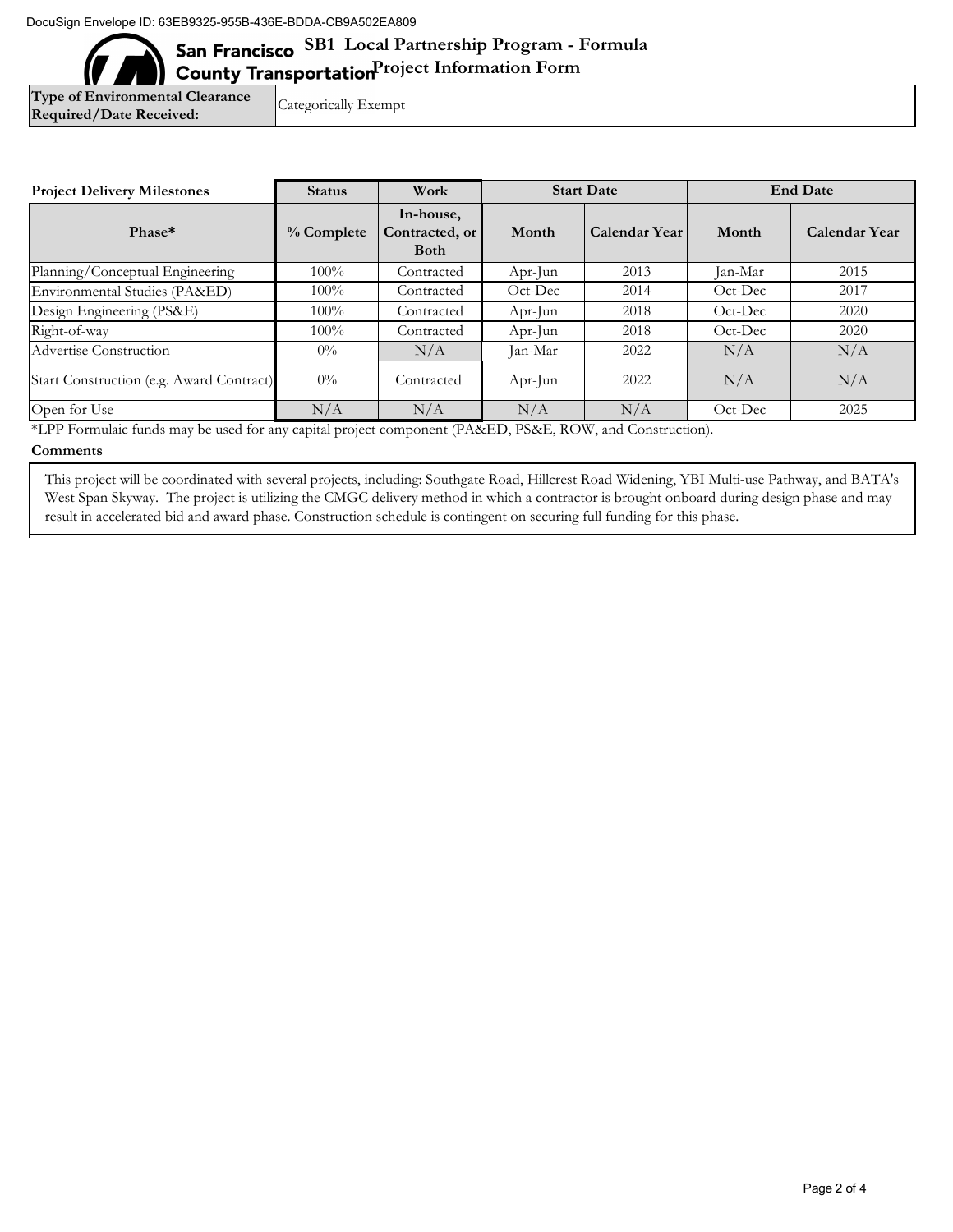# SB1 Local Partnership Program - Formula Project Information Form

| Type of Environmental Clearance Required/Date Received: | Categorically Exempt |
|---|---|

| Project Delivery Milestones | Status | Work | Start Date | | End Date | |
|---|---|---|---|---|---|---|
| Phase* | % Complete | In-house, Contracted, or Both | Month | Calendar Year | Month | Calendar Year |
| Planning/Conceptual Engineering | 100% | Contracted | Apr-Jun | 2013 | Jan-Mar | 2015 |
| Environmental Studies (PA&ED) | 100% | Contracted | Oct-Dec | 2014 | Oct-Dec | 2017 |
| Design Engineering (PS&E) | 100% | Contracted | Apr-Jun | 2018 | Oct-Dec | 2020 |
| Right-of-way | 100% | Contracted | Apr-Jun | 2018 | Oct-Dec | 2020 |
| Advertise Construction | 0% | N/A | Jan-Mar | 2022 | N/A | N/A |
| Start Construction (e.g. Award Contract) | 0% | Contracted | Apr-Jun | 2022 | N/A | N/A |
| Open for Use | N/A | N/A | N/A | N/A | Oct-Dec | 2025 |

*LPP Formulaic funds may be used for any capital project component (PA&ED, PS&E, ROW, and Construction).

**Comments**

This project will be coordinated with several projects, including: Southgate Road, Hillcrest Road Widening, YBI Multi-use Pathway, and BATA's West Span Skyway. The project is utilizing the CMGC delivery method in which a contractor is brought onboard during design phase and may result in accelerated bid and award phase. Construction schedule is contingent on securing full funding for this phase.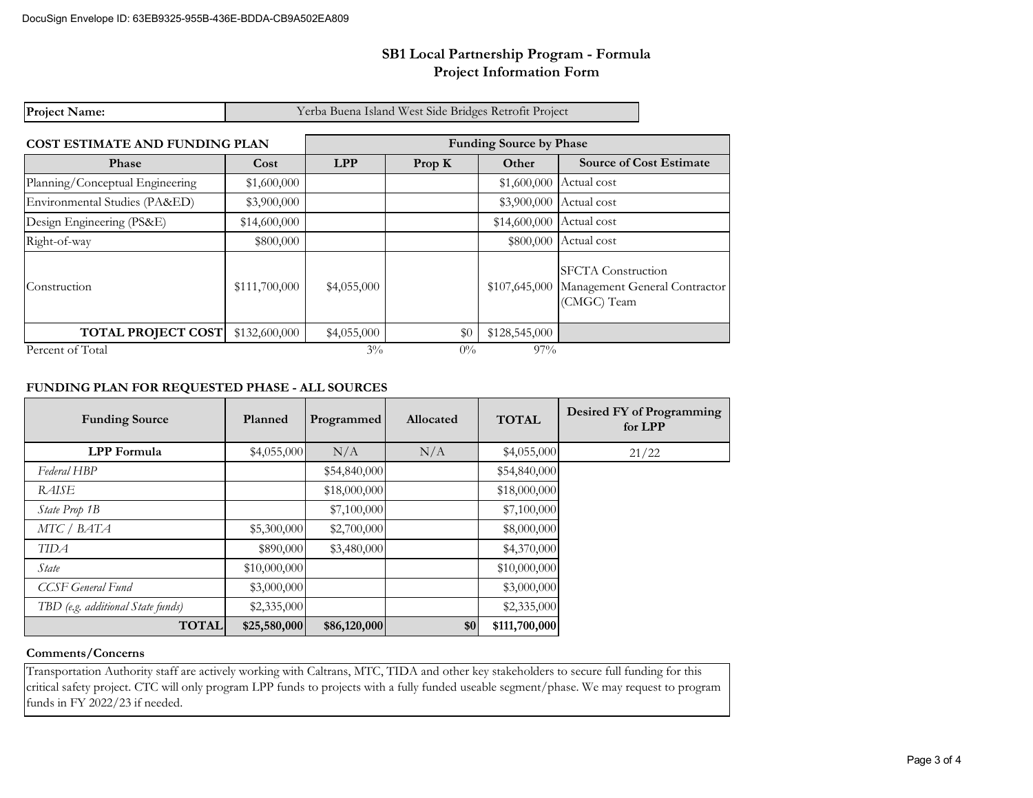# SB1 Local Partnership Program - Formula
## Project Information Form

| Project Name: | Yerba Buena Island West Side Bridges Retrofit Project |
|---|---|

### COST ESTIMATE AND FUNDING PLAN

| | | Funding Source by Phase | | | |
|---|---|---|---|---|---|
| **Phase** | **Cost** | **LPP** | **Prop K** | **Other** | **Source of Cost Estimate** |
| Planning/Conceptual Engineering | $1,600,000 | | | $1,600,000 | Actual cost |
| Environmental Studies (PA&ED) | $3,900,000 | | | $3,900,000 | Actual cost |
| Design Engineering (PS&E) | $14,600,000 | | | $14,600,000 | Actual cost |
| Right-of-way | $800,000 | | | $800,000 | Actual cost |
| Construction | $111,700,000 | $4,055,000 | | $107,645,000 | SFCTA Construction Management General Contractor (CMGC) Team |
| **TOTAL PROJECT COST** | $132,600,000 | $4,055,000 | $0 | $128,545,000 | |
| Percent of Total | | 3% | 0% | 97% | |

### FUNDING PLAN FOR REQUESTED PHASE - ALL SOURCES

| Funding Source | Planned | Programmed | Allocated | TOTAL | Desired FY of Programming for LPP |
|---|---|---|---|---|---|
| **LPP Formula** | $4,055,000 | N/A | N/A | $4,055,000 | 21/22 |
| *Federal HBP* | | $54,840,000 | | $54,840,000 | |
| *RAISE* | | $18,000,000 | | $18,000,000 | |
| *State Prop 1B* | | $7,100,000 | | $7,100,000 | |
| *MTC / BATA* | $5,300,000 | $2,700,000 | | $8,000,000 | |
| *TIDA* | $890,000 | $3,480,000 | | $4,370,000 | |
| *State* | $10,000,000 | | | $10,000,000 | |
| *CCSF General Fund* | $3,000,000 | | | $3,000,000 | |
| *TBD (e.g. additional State funds)* | $2,335,000 | | | $2,335,000 | |
| **TOTAL** | **$25,580,000** | **$86,120,000** | **$0** | **$111,700,000** | |

### Comments/Concerns

Transportation Authority staff are actively working with Caltrans, MTC, TIDA and other key stakeholders to secure full funding for this critical safety project. CTC will only program LPP funds to projects with a fully funded useable segment/phase. We may request to program funds in FY 2022/23 if needed.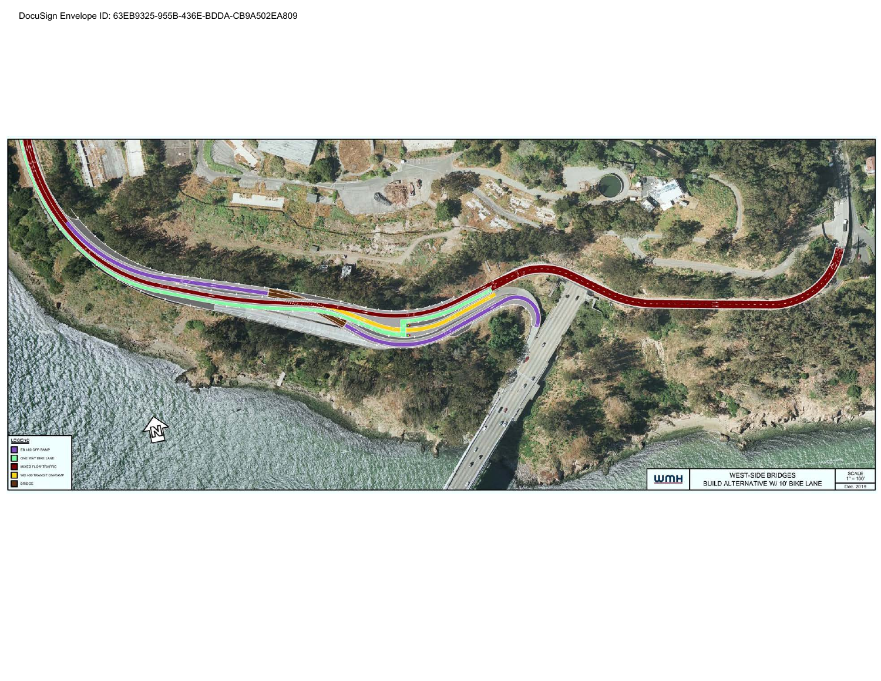DocuSign Envelope ID: 63EB9325-955B-436E-BDDA-CB9A502EA809

LEGEND

- EB I-80 OFF-RAMP
- ONE WAY BIKE LANE
- MIXED FLOW TRAFFIC
- WB I-80 TRANSIT ON-RAMP
- BRIDGE

N

WMH

WEST-SIDE BRIDGES
BUILD ALTERNATIVE W/ 10' BIKE LANE

SCALE
1" = 100'

Dec. 2019